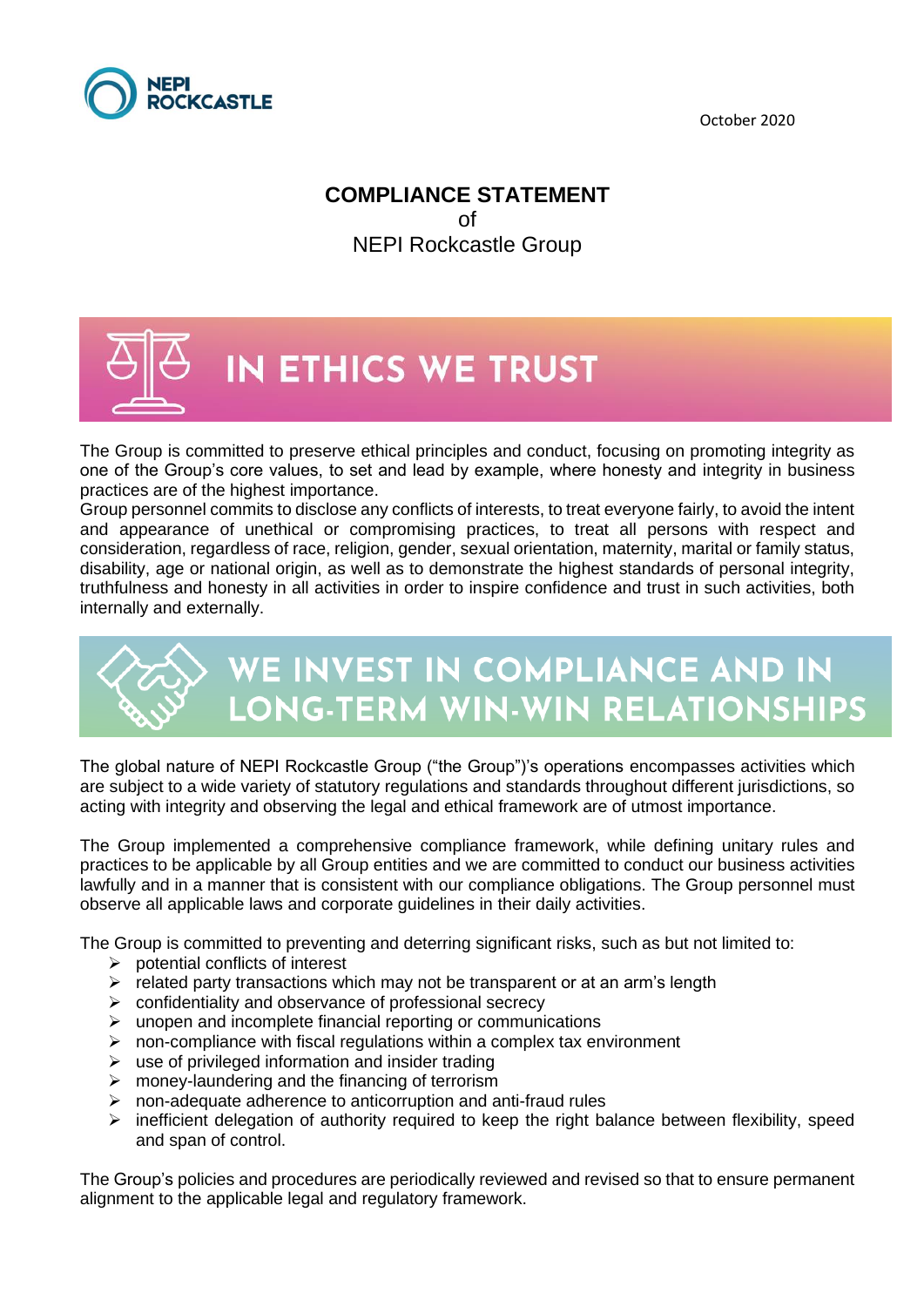NEPI ROCKCASTLE

October 2020

# COMPLIANCE STATEMENT
of
NEPI Rockcastle Group

## IN ETHICS WE TRUST

The Group is committed to preserve ethical principles and conduct, focusing on promoting integrity as one of the Group's core values, to set and lead by example, where honesty and integrity in business practices are of the highest importance.
Group personnel commits to disclose any conflicts of interests, to treat everyone fairly, to avoid the intent and appearance of unethical or compromising practices, to treat all persons with respect and consideration, regardless of race, religion, gender, sexual orientation, maternity, marital or family status, disability, age or national origin, as well as to demonstrate the highest standards of personal integrity, truthfulness and honesty in all activities in order to inspire confidence and trust in such activities, both internally and externally.

## WE INVEST IN COMPLIANCE AND IN LONG-TERM WIN-WIN RELATIONSHIPS

The global nature of NEPI Rockcastle Group ("the Group")'s operations encompasses activities which are subject to a wide variety of statutory regulations and standards throughout different jurisdictions, so acting with integrity and observing the legal and ethical framework are of utmost importance.

The Group implemented a comprehensive compliance framework, while defining unitary rules and practices to be applicable by all Group entities and we are committed to conduct our business activities lawfully and in a manner that is consistent with our compliance obligations. The Group personnel must observe all applicable laws and corporate guidelines in their daily activities.

The Group is committed to preventing and deterring significant risks, such as but not limited to:

- potential conflicts of interest
- related party transactions which may not be transparent or at an arm's length
- confidentiality and observance of professional secrecy
- unopen and incomplete financial reporting or communications
- non-compliance with fiscal regulations within a complex tax environment
- use of privileged information and insider trading
- money-laundering and the financing of terrorism
- non-adequate adherence to anticorruption and anti-fraud rules
- inefficient delegation of authority required to keep the right balance between flexibility, speed and span of control.

The Group's policies and procedures are periodically reviewed and revised so that to ensure permanent alignment to the applicable legal and regulatory framework.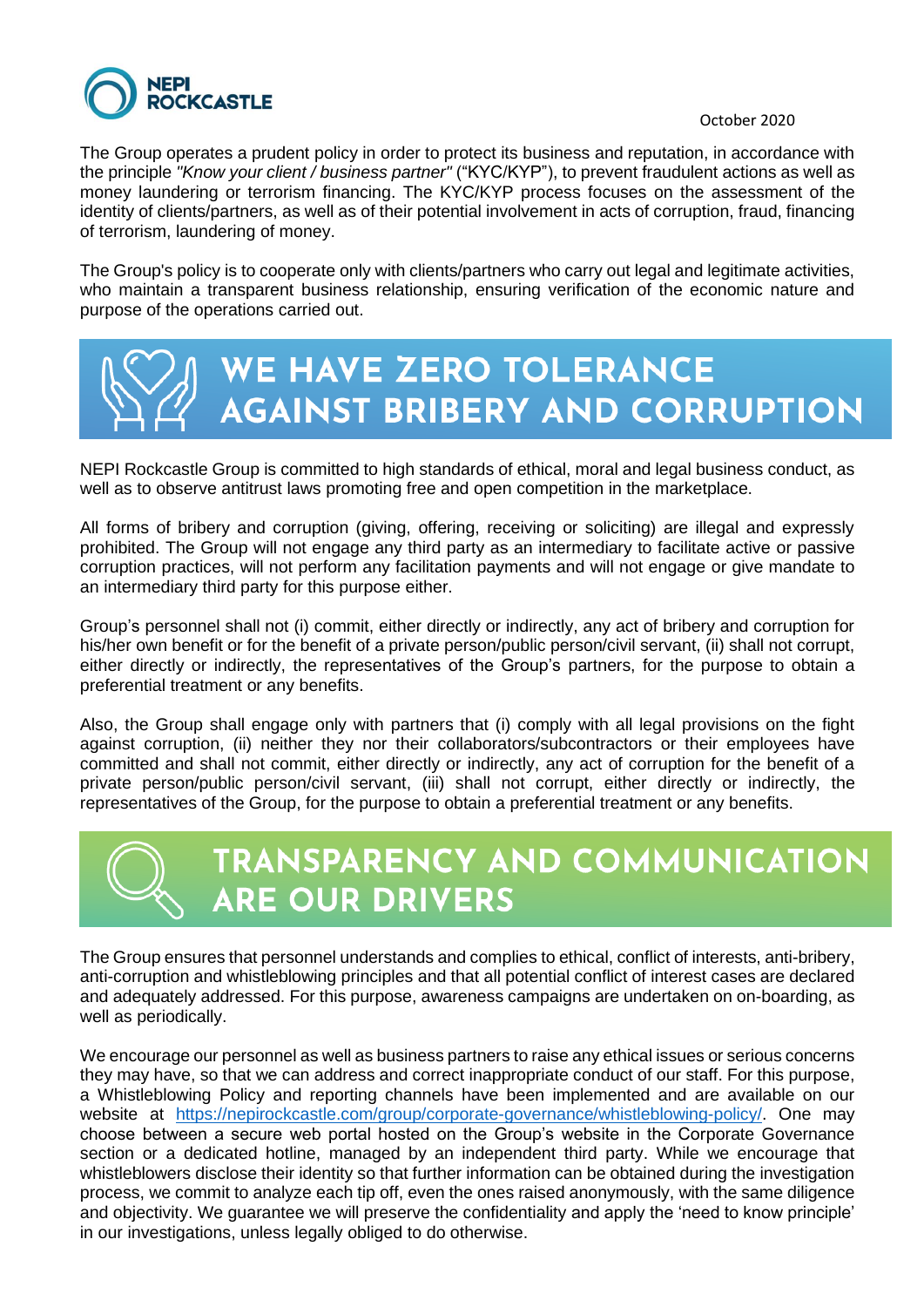The Group operates a prudent policy in order to protect its business and reputation, in accordance with the principle *"Know your client / business partner"* ("KYC/KYP"), to prevent fraudulent actions as well as money laundering or terrorism financing. The KYC/KYP process focuses on the assessment of the identity of clients/partners, as well as of their potential involvement in acts of corruption, fraud, financing of terrorism, laundering of money.

The Group's policy is to cooperate only with clients/partners who carry out legal and legitimate activities, who maintain a transparent business relationship, ensuring verification of the economic nature and purpose of the operations carried out.

## WE HAVE ZERO TOLERANCE AGAINST BRIBERY AND CORRUPTION

NEPI Rockcastle Group is committed to high standards of ethical, moral and legal business conduct, as well as to observe antitrust laws promoting free and open competition in the marketplace.

All forms of bribery and corruption (giving, offering, receiving or soliciting) are illegal and expressly prohibited. The Group will not engage any third party as an intermediary to facilitate active or passive corruption practices, will not perform any facilitation payments and will not engage or give mandate to an intermediary third party for this purpose either.

Group's personnel shall not (i) commit, either directly or indirectly, any act of bribery and corruption for his/her own benefit or for the benefit of a private person/public person/civil servant, (ii) shall not corrupt, either directly or indirectly, the representatives of the Group's partners, for the purpose to obtain a preferential treatment or any benefits.

Also, the Group shall engage only with partners that (i) comply with all legal provisions on the fight against corruption, (ii) neither they nor their collaborators/subcontractors or their employees have committed and shall not commit, either directly or indirectly, any act of corruption for the benefit of a private person/public person/civil servant, (iii) shall not corrupt, either directly or indirectly, the representatives of the Group, for the purpose to obtain a preferential treatment or any benefits.

## TRANSPARENCY AND COMMUNICATION ARE OUR DRIVERS

The Group ensures that personnel understands and complies to ethical, conflict of interests, anti-bribery, anti-corruption and whistleblowing principles and that all potential conflict of interest cases are declared and adequately addressed. For this purpose, awareness campaigns are undertaken on on-boarding, as well as periodically.

We encourage our personnel as well as business partners to raise any ethical issues or serious concerns they may have, so that we can address and correct inappropriate conduct of our staff. For this purpose, a Whistleblowing Policy and reporting channels have been implemented and are available on our website at [https://nepirockcastle.com/group/corporate-governance/whistleblowing-policy/](https://nepirockcastle.com/group/corporate-governance/whistleblowing-policy/). One may choose between a secure web portal hosted on the Group's website in the Corporate Governance section or a dedicated hotline, managed by an independent third party. While we encourage that whistleblowers disclose their identity so that further information can be obtained during the investigation process, we commit to analyze each tip off, even the ones raised anonymously, with the same diligence and objectivity. We guarantee we will preserve the confidentiality and apply the 'need to know principle' in our investigations, unless legally obliged to do otherwise.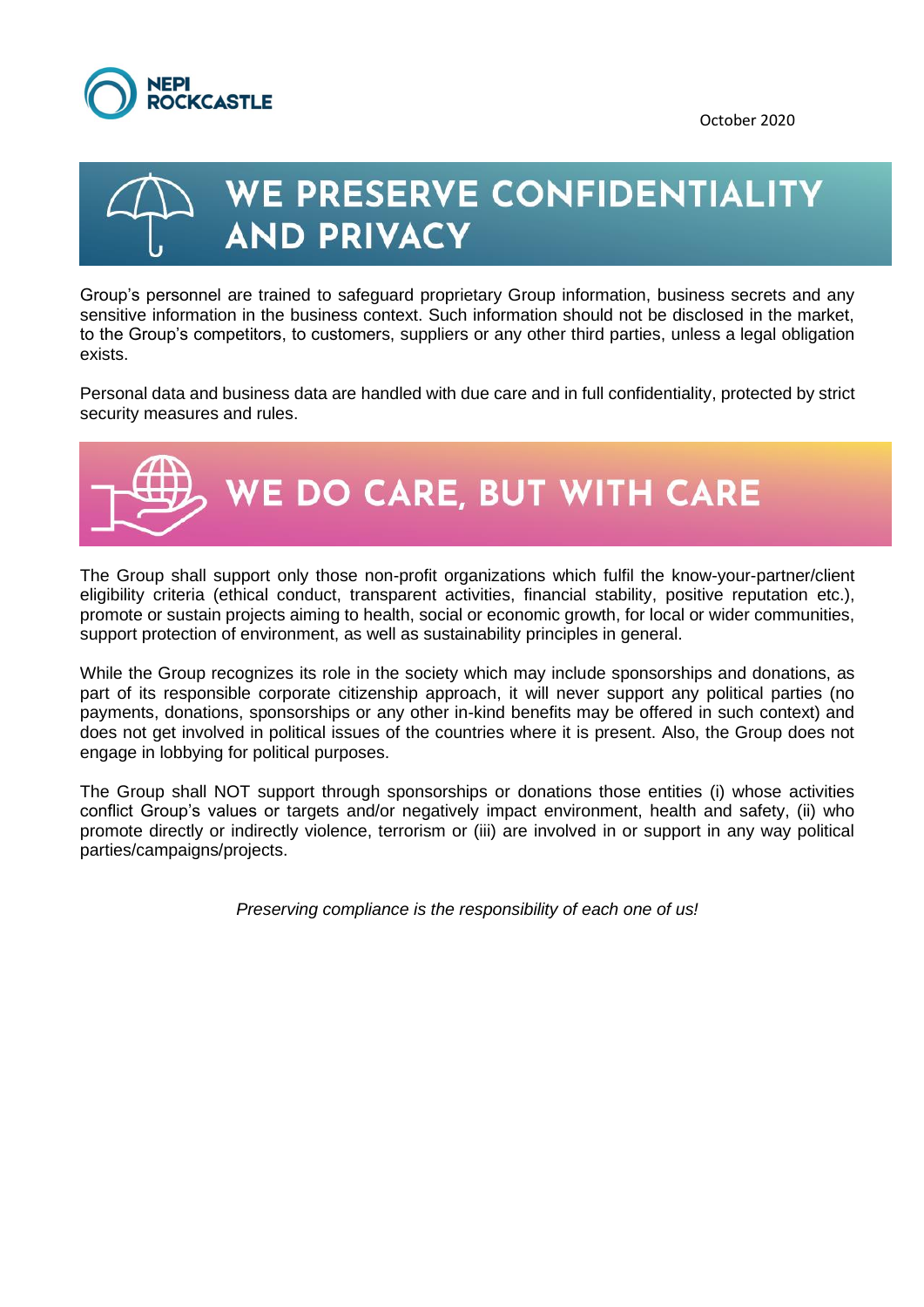NEPI ROCKCASTLE

October 2020

# WE PRESERVE CONFIDENTIALITY AND PRIVACY

Group's personnel are trained to safeguard proprietary Group information, business secrets and any sensitive information in the business context. Such information should not be disclosed in the market, to the Group's competitors, to customers, suppliers or any other third parties, unless a legal obligation exists.

Personal data and business data are handled with due care and in full confidentiality, protected by strict security measures and rules.

# WE DO CARE, BUT WITH CARE

The Group shall support only those non-profit organizations which fulfil the know-your-partner/client eligibility criteria (ethical conduct, transparent activities, financial stability, positive reputation etc.), promote or sustain projects aiming to health, social or economic growth, for local or wider communities, support protection of environment, as well as sustainability principles in general.

While the Group recognizes its role in the society which may include sponsorships and donations, as part of its responsible corporate citizenship approach, it will never support any political parties (no payments, donations, sponsorships or any other in-kind benefits may be offered in such context) and does not get involved in political issues of the countries where it is present. Also, the Group does not engage in lobbying for political purposes.

The Group shall NOT support through sponsorships or donations those entities (i) whose activities conflict Group's values or targets and/or negatively impact environment, health and safety, (ii) who promote directly or indirectly violence, terrorism or (iii) are involved in or support in any way political parties/campaigns/projects.

*Preserving compliance is the responsibility of each one of us!*